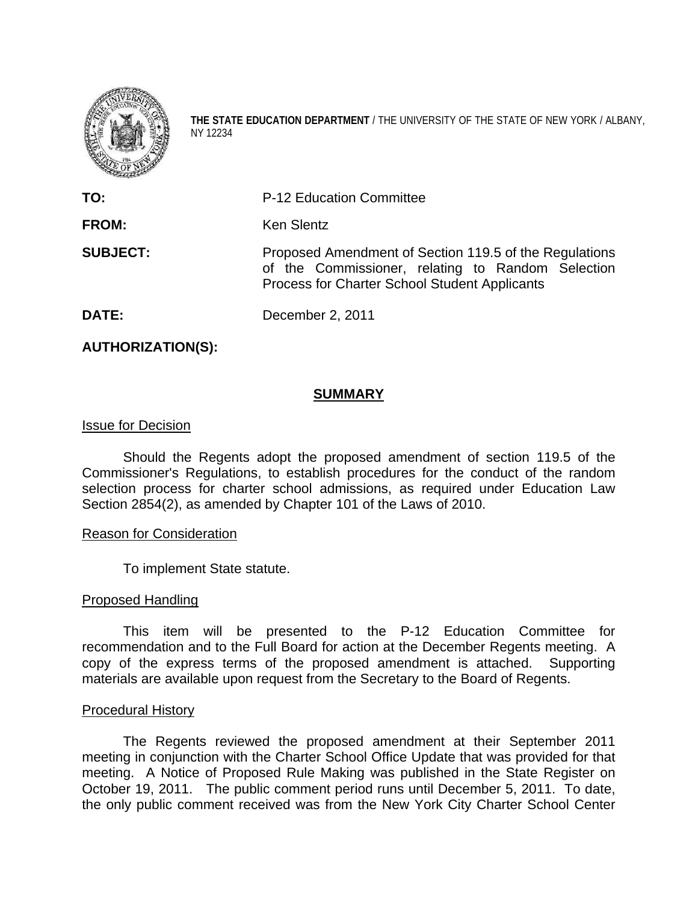**THE STATE EDUCATION DEPARTMENT** / THE UNIVERSITY OF THE STATE OF NEW YORK / ALBANY, NY 12234

| | |
|---|---|
| **TO:** | P-12 Education Committee |
| **FROM:** | Ken Slentz |
| **SUBJECT:** | Proposed Amendment of Section 119.5 of the Regulations of the Commissioner, relating to Random Selection Process for Charter School Student Applicants |
| **DATE:** | December 2, 2011 |
| **AUTHORIZATION(S):** | |

## SUMMARY

### Issue for Decision

Should the Regents adopt the proposed amendment of section 119.5 of the Commissioner's Regulations, to establish procedures for the conduct of the random selection process for charter school admissions, as required under Education Law Section 2854(2), as amended by Chapter 101 of the Laws of 2010.

### Reason for Consideration

To implement State statute.

### Proposed Handling

This item will be presented to the P-12 Education Committee for recommendation and to the Full Board for action at the December Regents meeting. A copy of the express terms of the proposed amendment is attached. Supporting materials are available upon request from the Secretary to the Board of Regents.

### Procedural History

The Regents reviewed the proposed amendment at their September 2011 meeting in conjunction with the Charter School Office Update that was provided for that meeting. A Notice of Proposed Rule Making was published in the State Register on October 19, 2011. The public comment period runs until December 5, 2011. To date, the only public comment received was from the New York City Charter School Center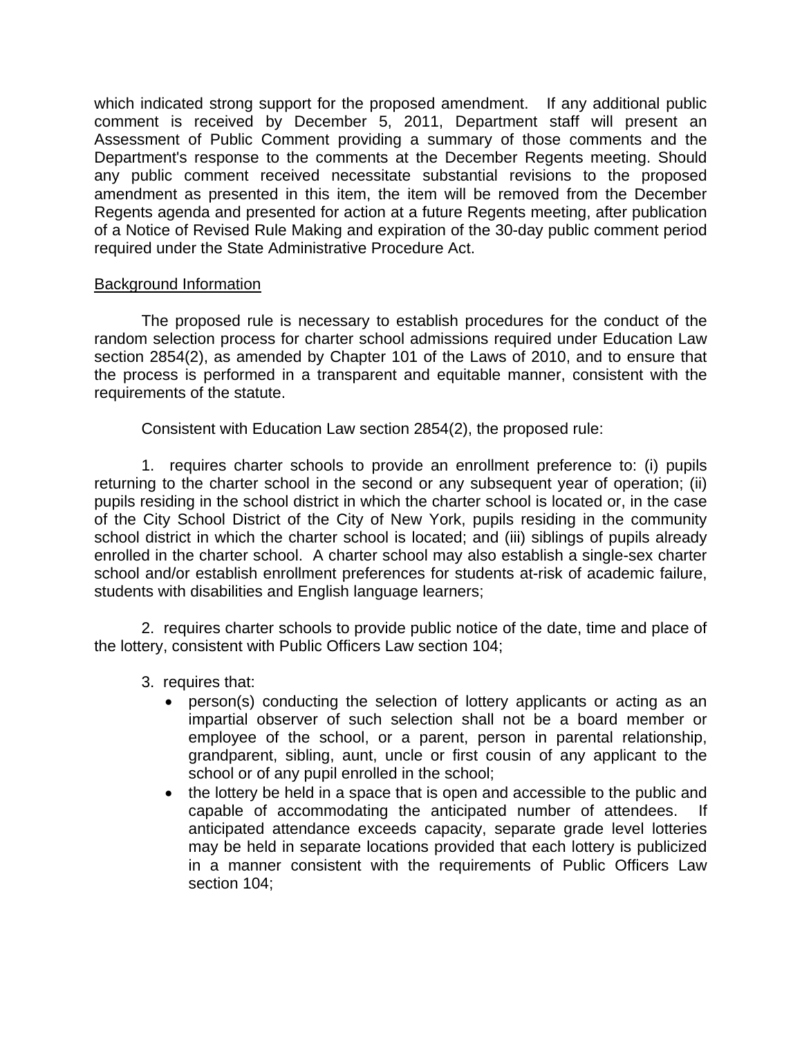which indicated strong support for the proposed amendment. If any additional public comment is received by December 5, 2011, Department staff will present an Assessment of Public Comment providing a summary of those comments and the Department's response to the comments at the December Regents meeting. Should any public comment received necessitate substantial revisions to the proposed amendment as presented in this item, the item will be removed from the December Regents agenda and presented for action at a future Regents meeting, after publication of a Notice of Revised Rule Making and expiration of the 30-day public comment period required under the State Administrative Procedure Act.

## Background Information

The proposed rule is necessary to establish procedures for the conduct of the random selection process for charter school admissions required under Education Law section 2854(2), as amended by Chapter 101 of the Laws of 2010, and to ensure that the process is performed in a transparent and equitable manner, consistent with the requirements of the statute.

Consistent with Education Law section 2854(2), the proposed rule:

1. requires charter schools to provide an enrollment preference to: (i) pupils returning to the charter school in the second or any subsequent year of operation; (ii) pupils residing in the school district in which the charter school is located or, in the case of the City School District of the City of New York, pupils residing in the community school district in which the charter school is located; and (iii) siblings of pupils already enrolled in the charter school. A charter school may also establish a single-sex charter school and/or establish enrollment preferences for students at-risk of academic failure, students with disabilities and English language learners;

2. requires charter schools to provide public notice of the date, time and place of the lottery, consistent with Public Officers Law section 104;

3. requires that:
   - person(s) conducting the selection of lottery applicants or acting as an impartial observer of such selection shall not be a board member or employee of the school, or a parent, person in parental relationship, grandparent, sibling, aunt, uncle or first cousin of any applicant to the school or of any pupil enrolled in the school;
   - the lottery be held in a space that is open and accessible to the public and capable of accommodating the anticipated number of attendees. If anticipated attendance exceeds capacity, separate grade level lotteries may be held in separate locations provided that each lottery is publicized in a manner consistent with the requirements of Public Officers Law section 104;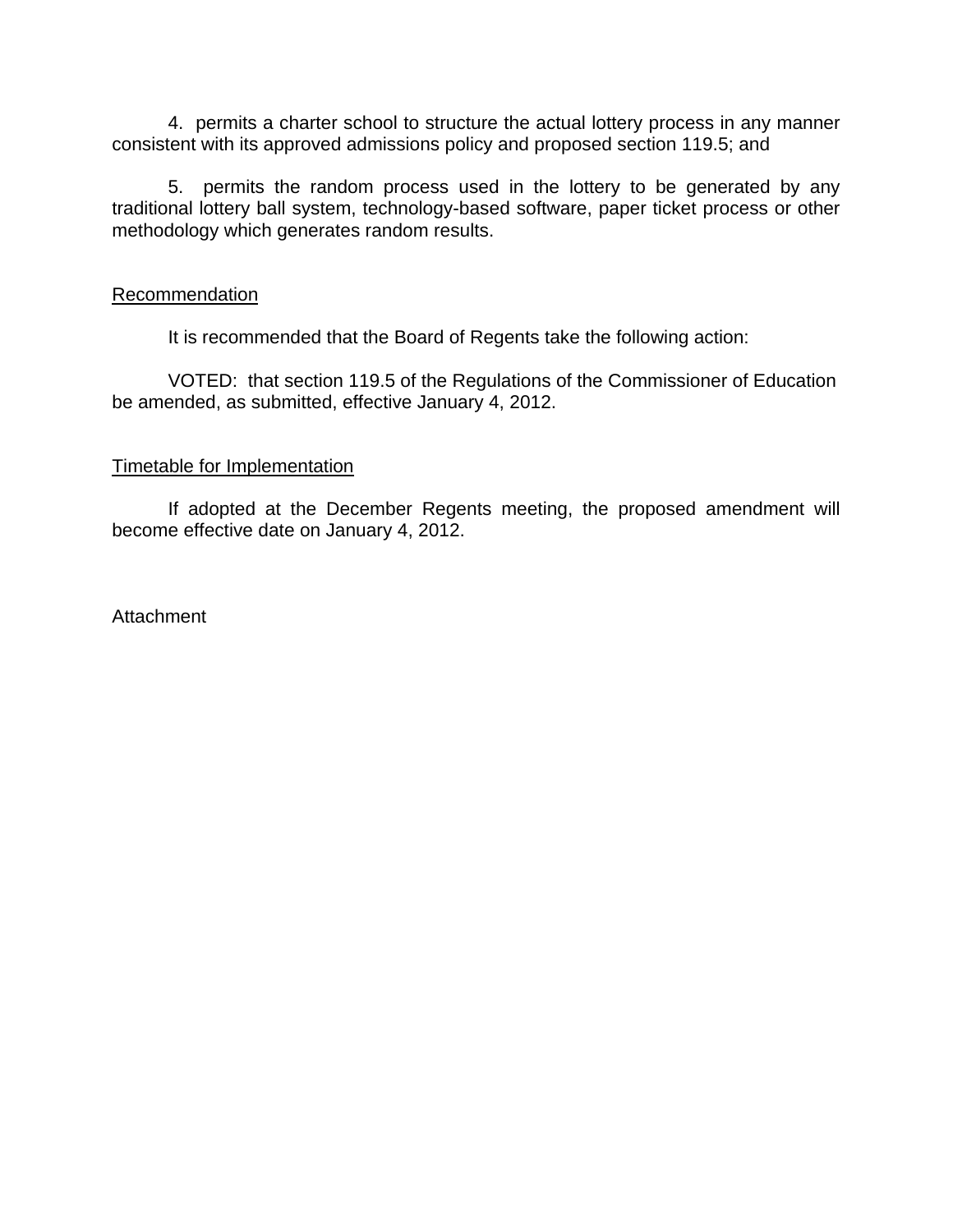4. permits a charter school to structure the actual lottery process in any manner consistent with its approved admissions policy and proposed section 119.5; and

5. permits the random process used in the lottery to be generated by any traditional lottery ball system, technology-based software, paper ticket process or other methodology which generates random results.

<u>Recommendation</u>

It is recommended that the Board of Regents take the following action:

VOTED: that section 119.5 of the Regulations of the Commissioner of Education be amended, as submitted, effective January 4, 2012.

<u>Timetable for Implementation</u>

If adopted at the December Regents meeting, the proposed amendment will become effective date on January 4, 2012.

Attachment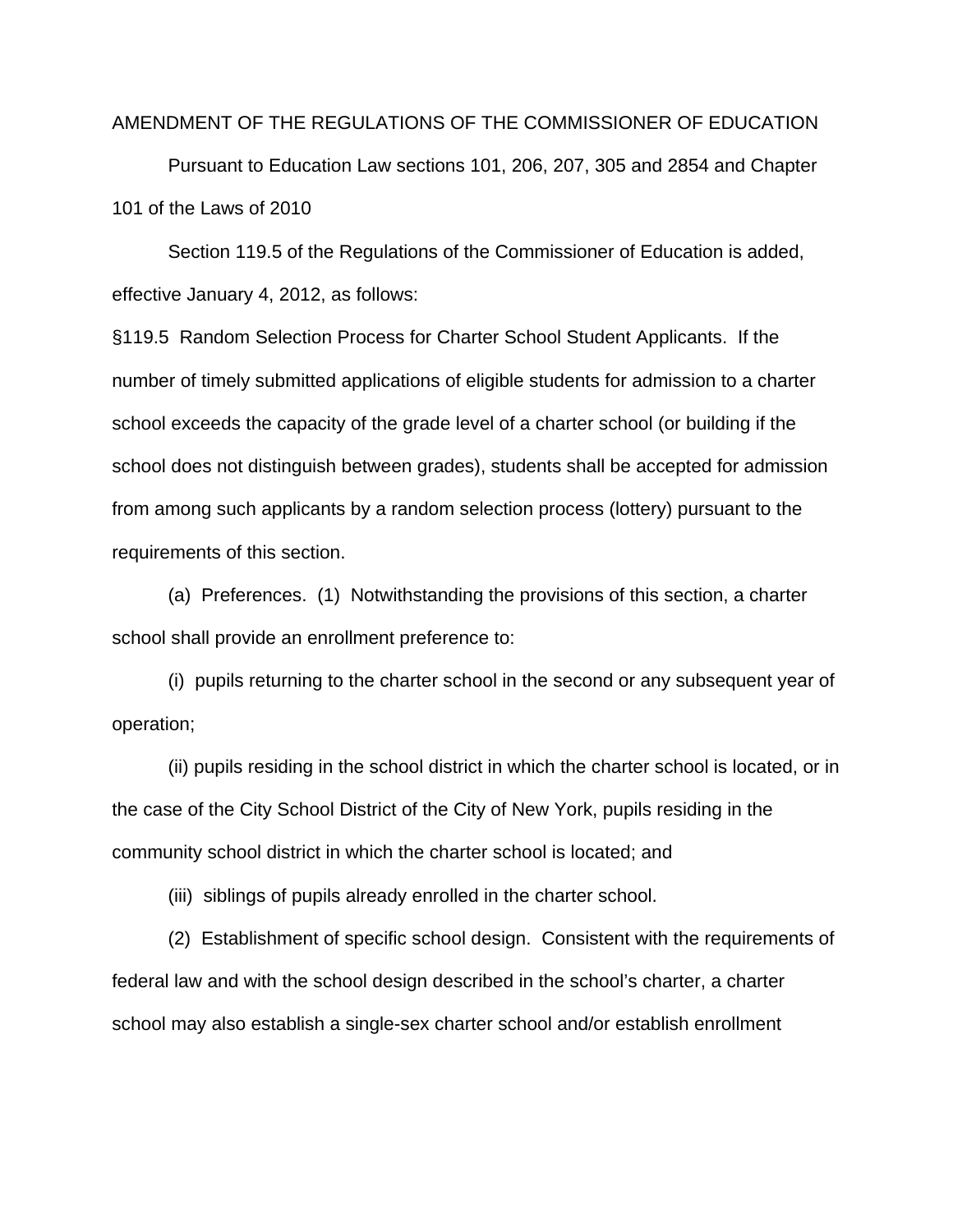AMENDMENT OF THE REGULATIONS OF THE COMMISSIONER OF EDUCATION

Pursuant to Education Law sections 101, 206, 207, 305 and 2854 and Chapter 101 of the Laws of 2010

Section 119.5 of the Regulations of the Commissioner of Education is added, effective January 4, 2012, as follows:

§119.5 Random Selection Process for Charter School Student Applicants. If the number of timely submitted applications of eligible students for admission to a charter school exceeds the capacity of the grade level of a charter school (or building if the school does not distinguish between grades), students shall be accepted for admission from among such applicants by a random selection process (lottery) pursuant to the requirements of this section.

(a) Preferences. (1) Notwithstanding the provisions of this section, a charter school shall provide an enrollment preference to:

(i) pupils returning to the charter school in the second or any subsequent year of operation;

(ii) pupils residing in the school district in which the charter school is located, or in the case of the City School District of the City of New York, pupils residing in the community school district in which the charter school is located; and

(iii) siblings of pupils already enrolled in the charter school.

(2) Establishment of specific school design. Consistent with the requirements of federal law and with the school design described in the school's charter, a charter school may also establish a single-sex charter school and/or establish enrollment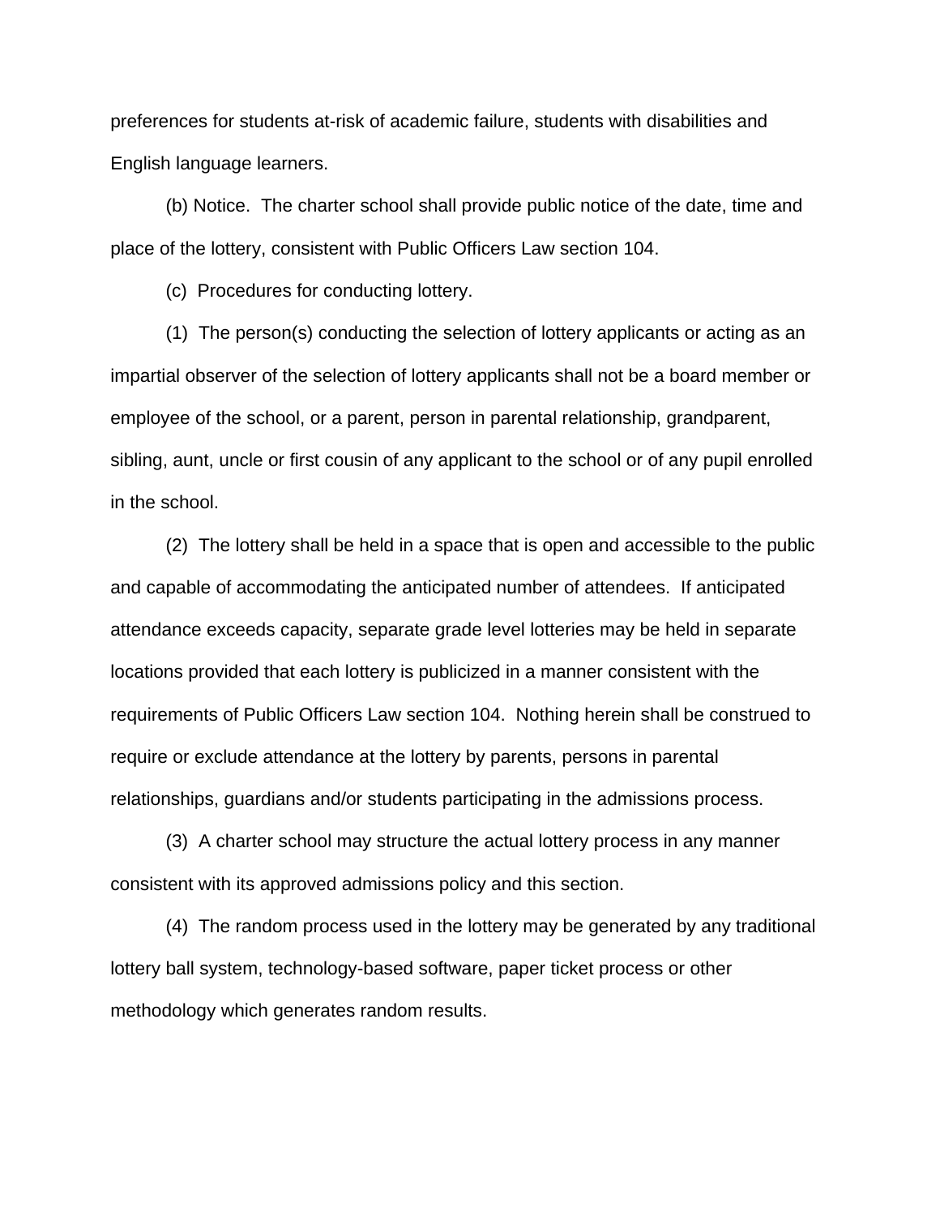preferences for students at-risk of academic failure, students with disabilities and English language learners.

(b) Notice. The charter school shall provide public notice of the date, time and place of the lottery, consistent with Public Officers Law section 104.

(c) Procedures for conducting lottery.

(1) The person(s) conducting the selection of lottery applicants or acting as an impartial observer of the selection of lottery applicants shall not be a board member or employee of the school, or a parent, person in parental relationship, grandparent, sibling, aunt, uncle or first cousin of any applicant to the school or of any pupil enrolled in the school.

(2) The lottery shall be held in a space that is open and accessible to the public and capable of accommodating the anticipated number of attendees. If anticipated attendance exceeds capacity, separate grade level lotteries may be held in separate locations provided that each lottery is publicized in a manner consistent with the requirements of Public Officers Law section 104. Nothing herein shall be construed to require or exclude attendance at the lottery by parents, persons in parental relationships, guardians and/or students participating in the admissions process.

(3) A charter school may structure the actual lottery process in any manner consistent with its approved admissions policy and this section.

(4) The random process used in the lottery may be generated by any traditional lottery ball system, technology-based software, paper ticket process or other methodology which generates random results.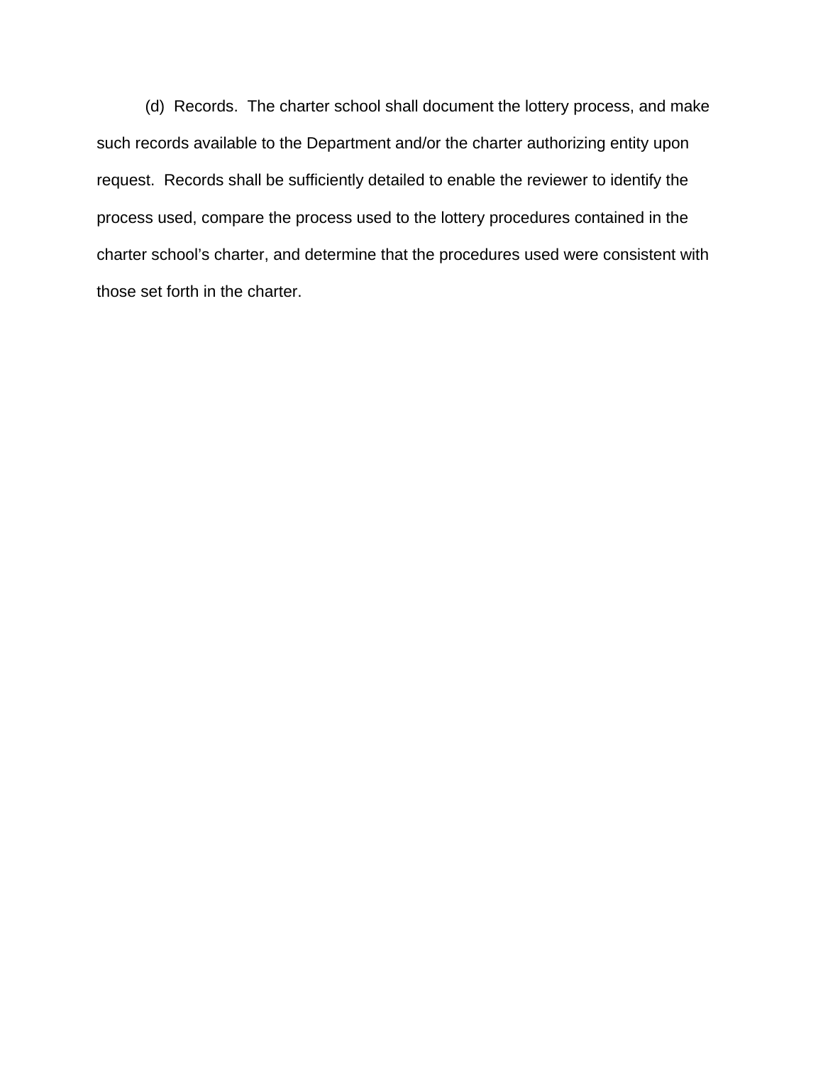(d) Records. The charter school shall document the lottery process, and make such records available to the Department and/or the charter authorizing entity upon request. Records shall be sufficiently detailed to enable the reviewer to identify the process used, compare the process used to the lottery procedures contained in the charter school's charter, and determine that the procedures used were consistent with those set forth in the charter.